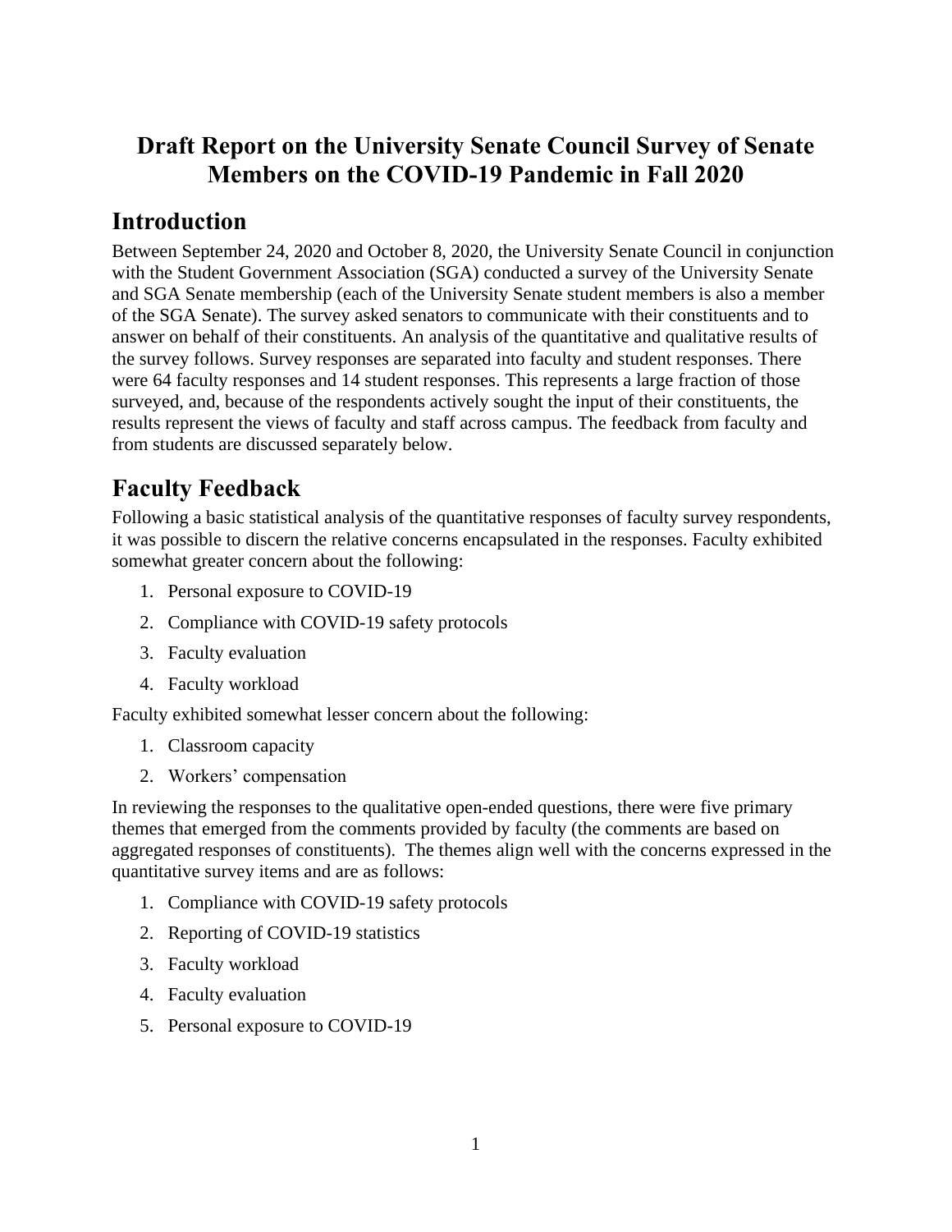# Draft Report on the University Senate Council Survey of Senate Members on the COVID-19 Pandemic in Fall 2020

## Introduction

Between September 24, 2020 and October 8, 2020, the University Senate Council in conjunction with the Student Government Association (SGA) conducted a survey of the University Senate and SGA Senate membership (each of the University Senate student members is also a member of the SGA Senate). The survey asked senators to communicate with their constituents and to answer on behalf of their constituents. An analysis of the quantitative and qualitative results of the survey follows. Survey responses are separated into faculty and student responses. There were 64 faculty responses and 14 student responses. This represents a large fraction of those surveyed, and, because of the respondents actively sought the input of their constituents, the results represent the views of faculty and staff across campus. The feedback from faculty and from students are discussed separately below.

## Faculty Feedback

Following a basic statistical analysis of the quantitative responses of faculty survey respondents, it was possible to discern the relative concerns encapsulated in the responses. Faculty exhibited somewhat greater concern about the following:

1. Personal exposure to COVID-19
2. Compliance with COVID-19 safety protocols
3. Faculty evaluation
4. Faculty workload

Faculty exhibited somewhat lesser concern about the following:

1. Classroom capacity
2. Workers' compensation

In reviewing the responses to the qualitative open-ended questions, there were five primary themes that emerged from the comments provided by faculty (the comments are based on aggregated responses of constituents). The themes align well with the concerns expressed in the quantitative survey items and are as follows:

1. Compliance with COVID-19 safety protocols
2. Reporting of COVID-19 statistics
3. Faculty workload
4. Faculty evaluation
5. Personal exposure to COVID-19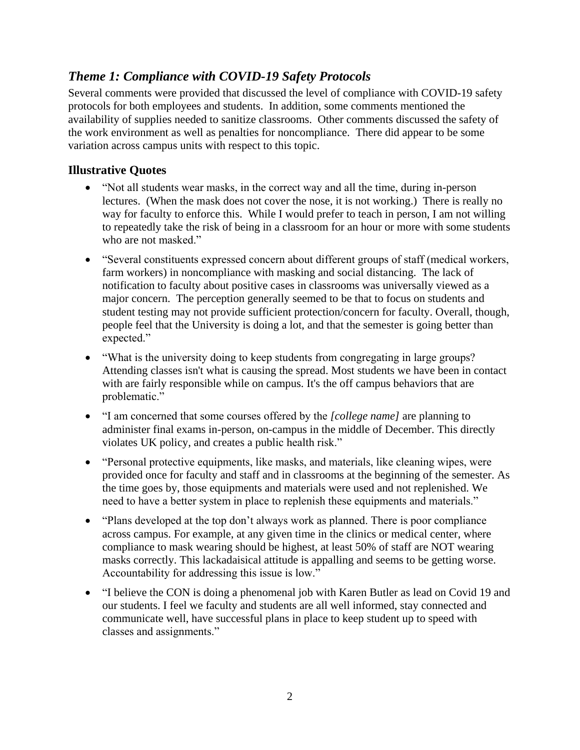## *Theme 1: Compliance with COVID-19 Safety Protocols*

Several comments were provided that discussed the level of compliance with COVID-19 safety protocols for both employees and students. In addition, some comments mentioned the availability of supplies needed to sanitize classrooms. Other comments discussed the safety of the work environment as well as penalties for noncompliance. There did appear to be some variation across campus units with respect to this topic.

### Illustrative Quotes

- "Not all students wear masks, in the correct way and all the time, during in-person lectures. (When the mask does not cover the nose, it is not working.) There is really no way for faculty to enforce this. While I would prefer to teach in person, I am not willing to repeatedly take the risk of being in a classroom for an hour or more with some students who are not masked."
- "Several constituents expressed concern about different groups of staff (medical workers, farm workers) in noncompliance with masking and social distancing. The lack of notification to faculty about positive cases in classrooms was universally viewed as a major concern. The perception generally seemed to be that to focus on students and student testing may not provide sufficient protection/concern for faculty. Overall, though, people feel that the University is doing a lot, and that the semester is going better than expected."
- "What is the university doing to keep students from congregating in large groups? Attending classes isn't what is causing the spread. Most students we have been in contact with are fairly responsible while on campus. It's the off campus behaviors that are problematic."
- "I am concerned that some courses offered by the *[college name]* are planning to administer final exams in-person, on-campus in the middle of December. This directly violates UK policy, and creates a public health risk."
- "Personal protective equipments, like masks, and materials, like cleaning wipes, were provided once for faculty and staff and in classrooms at the beginning of the semester. As the time goes by, those equipments and materials were used and not replenished. We need to have a better system in place to replenish these equipments and materials."
- "Plans developed at the top don't always work as planned. There is poor compliance across campus. For example, at any given time in the clinics or medical center, where compliance to mask wearing should be highest, at least 50% of staff are NOT wearing masks correctly. This lackadaisical attitude is appalling and seems to be getting worse. Accountability for addressing this issue is low."
- "I believe the CON is doing a phenomenal job with Karen Butler as lead on Covid 19 and our students. I feel we faculty and students are all well informed, stay connected and communicate well, have successful plans in place to keep student up to speed with classes and assignments."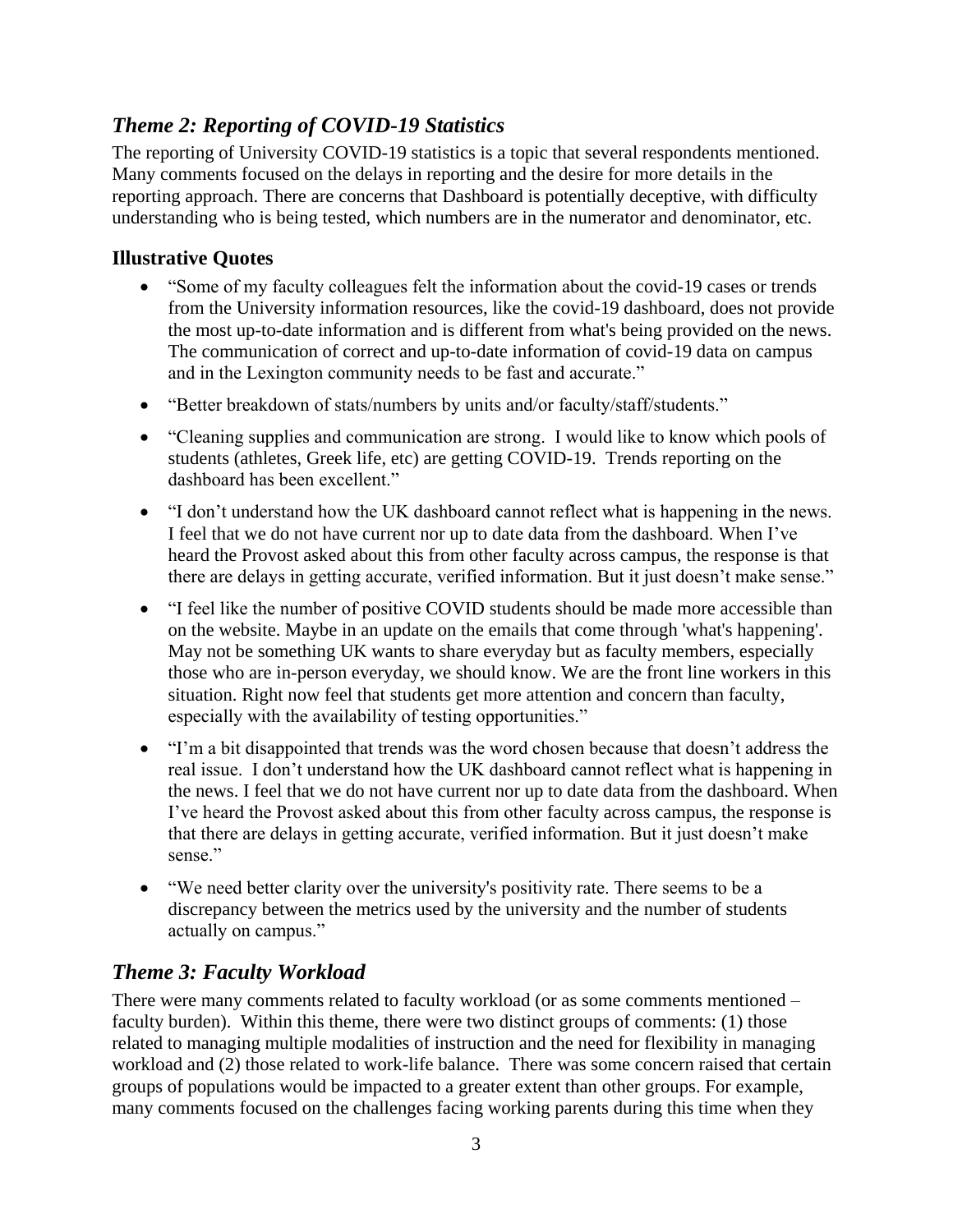## *Theme 2: Reporting of COVID-19 Statistics*

The reporting of University COVID-19 statistics is a topic that several respondents mentioned. Many comments focused on the delays in reporting and the desire for more details in the reporting approach. There are concerns that Dashboard is potentially deceptive, with difficulty understanding who is being tested, which numbers are in the numerator and denominator, etc.

### Illustrative Quotes

- "Some of my faculty colleagues felt the information about the covid-19 cases or trends from the University information resources, like the covid-19 dashboard, does not provide the most up-to-date information and is different from what's being provided on the news. The communication of correct and up-to-date information of covid-19 data on campus and in the Lexington community needs to be fast and accurate."
- "Better breakdown of stats/numbers by units and/or faculty/staff/students."
- "Cleaning supplies and communication are strong. I would like to know which pools of students (athletes, Greek life, etc) are getting COVID-19. Trends reporting on the dashboard has been excellent."
- "I don't understand how the UK dashboard cannot reflect what is happening in the news. I feel that we do not have current nor up to date data from the dashboard. When I've heard the Provost asked about this from other faculty across campus, the response is that there are delays in getting accurate, verified information. But it just doesn't make sense."
- "I feel like the number of positive COVID students should be made more accessible than on the website. Maybe in an update on the emails that come through 'what's happening'. May not be something UK wants to share everyday but as faculty members, especially those who are in-person everyday, we should know. We are the front line workers in this situation. Right now feel that students get more attention and concern than faculty, especially with the availability of testing opportunities."
- "I'm a bit disappointed that trends was the word chosen because that doesn't address the real issue. I don't understand how the UK dashboard cannot reflect what is happening in the news. I feel that we do not have current nor up to date data from the dashboard. When I've heard the Provost asked about this from other faculty across campus, the response is that there are delays in getting accurate, verified information. But it just doesn't make sense."
- "We need better clarity over the university's positivity rate. There seems to be a discrepancy between the metrics used by the university and the number of students actually on campus."

## *Theme 3: Faculty Workload*

There were many comments related to faculty workload (or as some comments mentioned – faculty burden). Within this theme, there were two distinct groups of comments: (1) those related to managing multiple modalities of instruction and the need for flexibility in managing workload and (2) those related to work-life balance. There was some concern raised that certain groups of populations would be impacted to a greater extent than other groups. For example, many comments focused on the challenges facing working parents during this time when they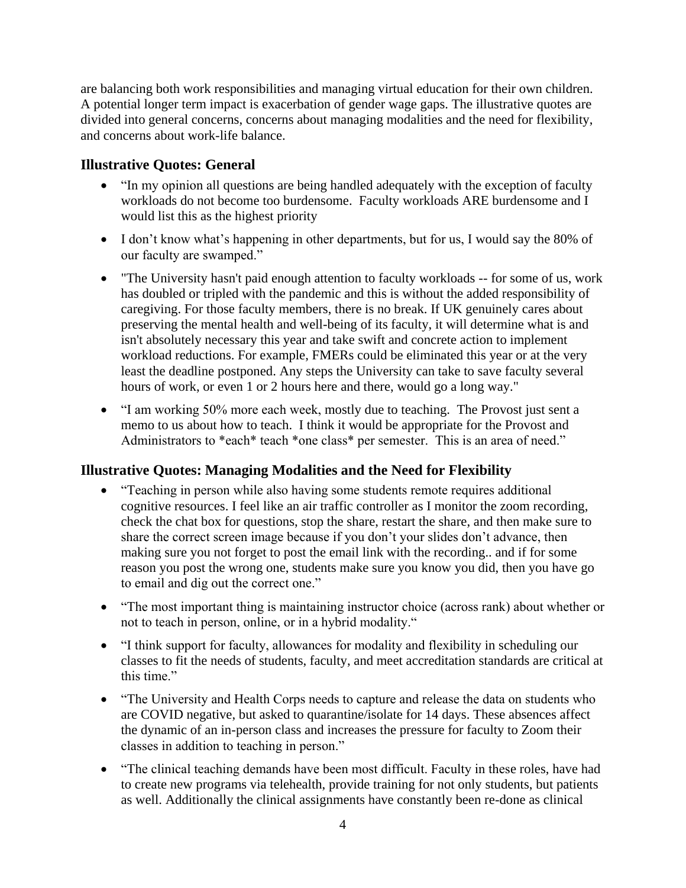are balancing both work responsibilities and managing virtual education for their own children. A potential longer term impact is exacerbation of gender wage gaps. The illustrative quotes are divided into general concerns, concerns about managing modalities and the need for flexibility, and concerns about work-life balance.

### Illustrative Quotes: General

- "In my opinion all questions are being handled adequately with the exception of faculty workloads do not become too burdensome. Faculty workloads ARE burdensome and I would list this as the highest priority
- I don't know what's happening in other departments, but for us, I would say the 80% of our faculty are swamped."
- "The University hasn't paid enough attention to faculty workloads -- for some of us, work has doubled or tripled with the pandemic and this is without the added responsibility of caregiving. For those faculty members, there is no break. If UK genuinely cares about preserving the mental health and well-being of its faculty, it will determine what is and isn't absolutely necessary this year and take swift and concrete action to implement workload reductions. For example, FMERs could be eliminated this year or at the very least the deadline postponed. Any steps the University can take to save faculty several hours of work, or even 1 or 2 hours here and there, would go a long way."
- "I am working 50% more each week, mostly due to teaching. The Provost just sent a memo to us about how to teach. I think it would be appropriate for the Provost and Administrators to *each* teach *one class* per semester. This is an area of need."

### Illustrative Quotes: Managing Modalities and the Need for Flexibility

- "Teaching in person while also having some students remote requires additional cognitive resources. I feel like an air traffic controller as I monitor the zoom recording, check the chat box for questions, stop the share, restart the share, and then make sure to share the correct screen image because if you don't your slides don't advance, then making sure you not forget to post the email link with the recording.. and if for some reason you post the wrong one, students make sure you know you did, then you have go to email and dig out the correct one."
- "The most important thing is maintaining instructor choice (across rank) about whether or not to teach in person, online, or in a hybrid modality."
- "I think support for faculty, allowances for modality and flexibility in scheduling our classes to fit the needs of students, faculty, and meet accreditation standards are critical at this time."
- "The University and Health Corps needs to capture and release the data on students who are COVID negative, but asked to quarantine/isolate for 14 days. These absences affect the dynamic of an in-person class and increases the pressure for faculty to Zoom their classes in addition to teaching in person."
- "The clinical teaching demands have been most difficult. Faculty in these roles, have had to create new programs via telehealth, provide training for not only students, but patients as well. Additionally the clinical assignments have constantly been re-done as clinical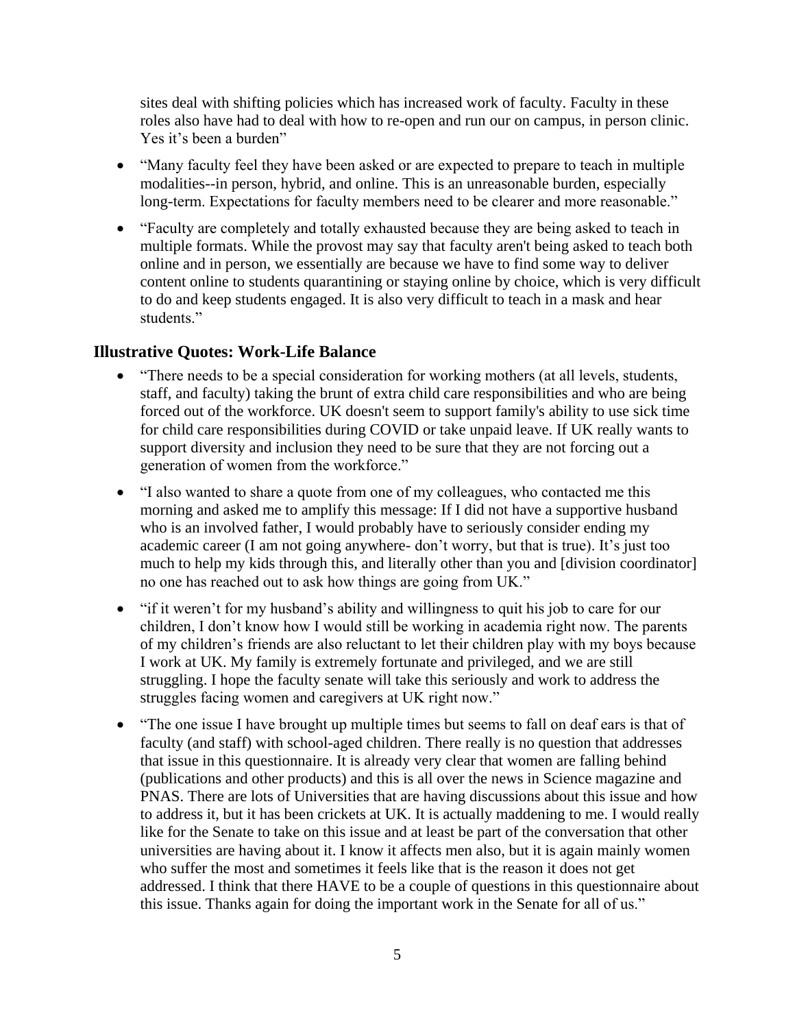sites deal with shifting policies which has increased work of faculty. Faculty in these roles also have had to deal with how to re-open and run our on campus, in person clinic. Yes it's been a burden"

- "Many faculty feel they have been asked or are expected to prepare to teach in multiple modalities--in person, hybrid, and online. This is an unreasonable burden, especially long-term. Expectations for faculty members need to be clearer and more reasonable."
- "Faculty are completely and totally exhausted because they are being asked to teach in multiple formats. While the provost may say that faculty aren't being asked to teach both online and in person, we essentially are because we have to find some way to deliver content online to students quarantining or staying online by choice, which is very difficult to do and keep students engaged. It is also very difficult to teach in a mask and hear students."

### Illustrative Quotes: Work-Life Balance

- "There needs to be a special consideration for working mothers (at all levels, students, staff, and faculty) taking the brunt of extra child care responsibilities and who are being forced out of the workforce. UK doesn't seem to support family's ability to use sick time for child care responsibilities during COVID or take unpaid leave. If UK really wants to support diversity and inclusion they need to be sure that they are not forcing out a generation of women from the workforce."
- "I also wanted to share a quote from one of my colleagues, who contacted me this morning and asked me to amplify this message: If I did not have a supportive husband who is an involved father, I would probably have to seriously consider ending my academic career (I am not going anywhere- don't worry, but that is true). It's just too much to help my kids through this, and literally other than you and [division coordinator] no one has reached out to ask how things are going from UK."
- "if it weren't for my husband's ability and willingness to quit his job to care for our children, I don't know how I would still be working in academia right now. The parents of my children's friends are also reluctant to let their children play with my boys because I work at UK. My family is extremely fortunate and privileged, and we are still struggling. I hope the faculty senate will take this seriously and work to address the struggles facing women and caregivers at UK right now."
- "The one issue I have brought up multiple times but seems to fall on deaf ears is that of faculty (and staff) with school-aged children. There really is no question that addresses that issue in this questionnaire. It is already very clear that women are falling behind (publications and other products) and this is all over the news in Science magazine and PNAS. There are lots of Universities that are having discussions about this issue and how to address it, but it has been crickets at UK. It is actually maddening to me. I would really like for the Senate to take on this issue and at least be part of the conversation that other universities are having about it. I know it affects men also, but it is again mainly women who suffer the most and sometimes it feels like that is the reason it does not get addressed. I think that there HAVE to be a couple of questions in this questionnaire about this issue. Thanks again for doing the important work in the Senate for all of us."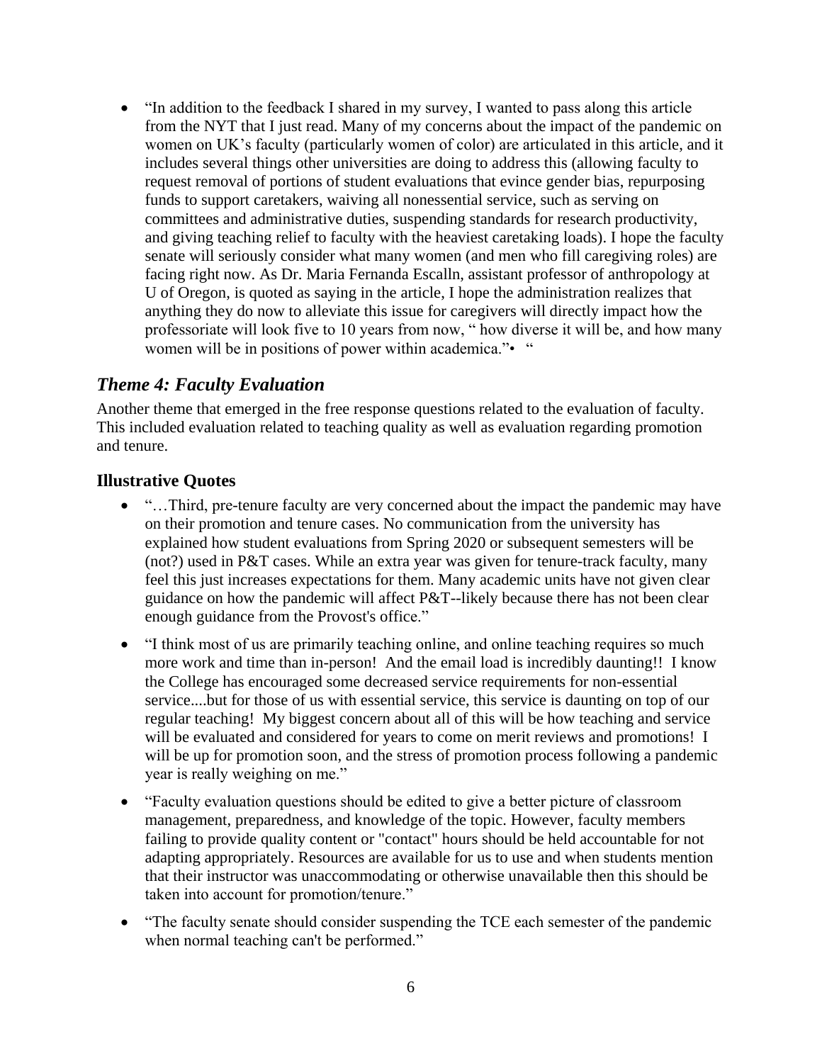- "In addition to the feedback I shared in my survey, I wanted to pass along this article from the NYT that I just read. Many of my concerns about the impact of the pandemic on women on UK's faculty (particularly women of color) are articulated in this article, and it includes several things other universities are doing to address this (allowing faculty to request removal of portions of student evaluations that evince gender bias, repurposing funds to support caretakers, waiving all nonessential service, such as serving on committees and administrative duties, suspending standards for research productivity, and giving teaching relief to faculty with the heaviest caretaking loads). I hope the faculty senate will seriously consider what many women (and men who fill caregiving roles) are facing right now. As Dr. Maria Fernanda Escalln, assistant professor of anthropology at U of Oregon, is quoted as saying in the article, I hope the administration realizes that anything they do now to alleviate this issue for caregivers will directly impact how the professoriate will look five to 10 years from now, " how diverse it will be, and how many women will be in positions of power within academica."• "

## *Theme 4: Faculty Evaluation*

Another theme that emerged in the free response questions related to the evaluation of faculty. This included evaluation related to teaching quality as well as evaluation regarding promotion and tenure.

### Illustrative Quotes

- "…Third, pre-tenure faculty are very concerned about the impact the pandemic may have on their promotion and tenure cases. No communication from the university has explained how student evaluations from Spring 2020 or subsequent semesters will be (not?) used in P&T cases. While an extra year was given for tenure-track faculty, many feel this just increases expectations for them. Many academic units have not given clear guidance on how the pandemic will affect P&T--likely because there has not been clear enough guidance from the Provost's office."
- "I think most of us are primarily teaching online, and online teaching requires so much more work and time than in-person! And the email load is incredibly daunting!! I know the College has encouraged some decreased service requirements for non-essential service....but for those of us with essential service, this service is daunting on top of our regular teaching! My biggest concern about all of this will be how teaching and service will be evaluated and considered for years to come on merit reviews and promotions! I will be up for promotion soon, and the stress of promotion process following a pandemic year is really weighing on me."
- "Faculty evaluation questions should be edited to give a better picture of classroom management, preparedness, and knowledge of the topic. However, faculty members failing to provide quality content or "contact" hours should be held accountable for not adapting appropriately. Resources are available for us to use and when students mention that their instructor was unaccommodating or otherwise unavailable then this should be taken into account for promotion/tenure."
- "The faculty senate should consider suspending the TCE each semester of the pandemic when normal teaching can't be performed."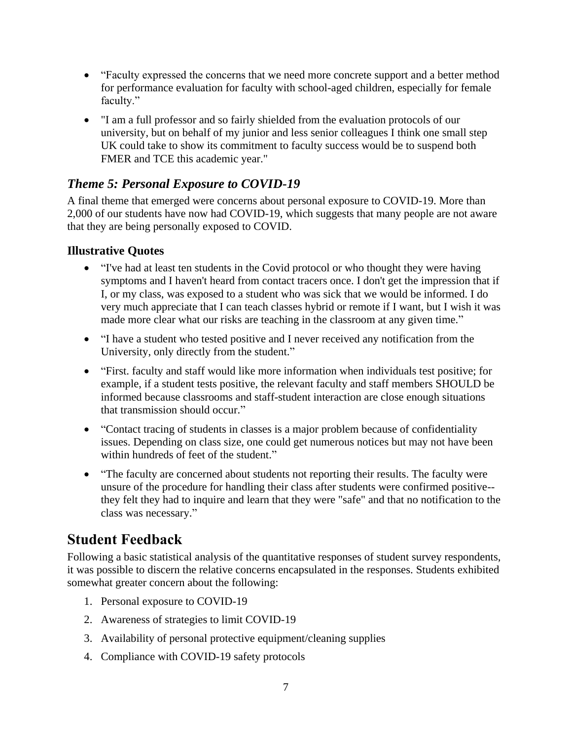- "Faculty expressed the concerns that we need more concrete support and a better method for performance evaluation for faculty with school-aged children, especially for female faculty."

- "I am a full professor and so fairly shielded from the evaluation protocols of our university, but on behalf of my junior and less senior colleagues I think one small step UK could take to show its commitment to faculty success would be to suspend both FMER and TCE this academic year."

## *Theme 5: Personal Exposure to COVID-19*

A final theme that emerged were concerns about personal exposure to COVID-19. More than 2,000 of our students have now had COVID-19, which suggests that many people are not aware that they are being personally exposed to COVID.

### Illustrative Quotes

- "I've had at least ten students in the Covid protocol or who thought they were having symptoms and I haven't heard from contact tracers once. I don't get the impression that if I, or my class, was exposed to a student who was sick that we would be informed. I do very much appreciate that I can teach classes hybrid or remote if I want, but I wish it was made more clear what our risks are teaching in the classroom at any given time."

- "I have a student who tested positive and I never received any notification from the University, only directly from the student."

- "First. faculty and staff would like more information when individuals test positive; for example, if a student tests positive, the relevant faculty and staff members SHOULD be informed because classrooms and staff-student interaction are close enough situations that transmission should occur."

- "Contact tracing of students in classes is a major problem because of confidentiality issues. Depending on class size, one could get numerous notices but may not have been within hundreds of feet of the student."

- "The faculty are concerned about students not reporting their results. The faculty were unsure of the procedure for handling their class after students were confirmed positive--they felt they had to inquire and learn that they were "safe" and that no notification to the class was necessary."

# Student Feedback

Following a basic statistical analysis of the quantitative responses of student survey respondents, it was possible to discern the relative concerns encapsulated in the responses. Students exhibited somewhat greater concern about the following:

1. Personal exposure to COVID-19
2. Awareness of strategies to limit COVID-19
3. Availability of personal protective equipment/cleaning supplies
4. Compliance with COVID-19 safety protocols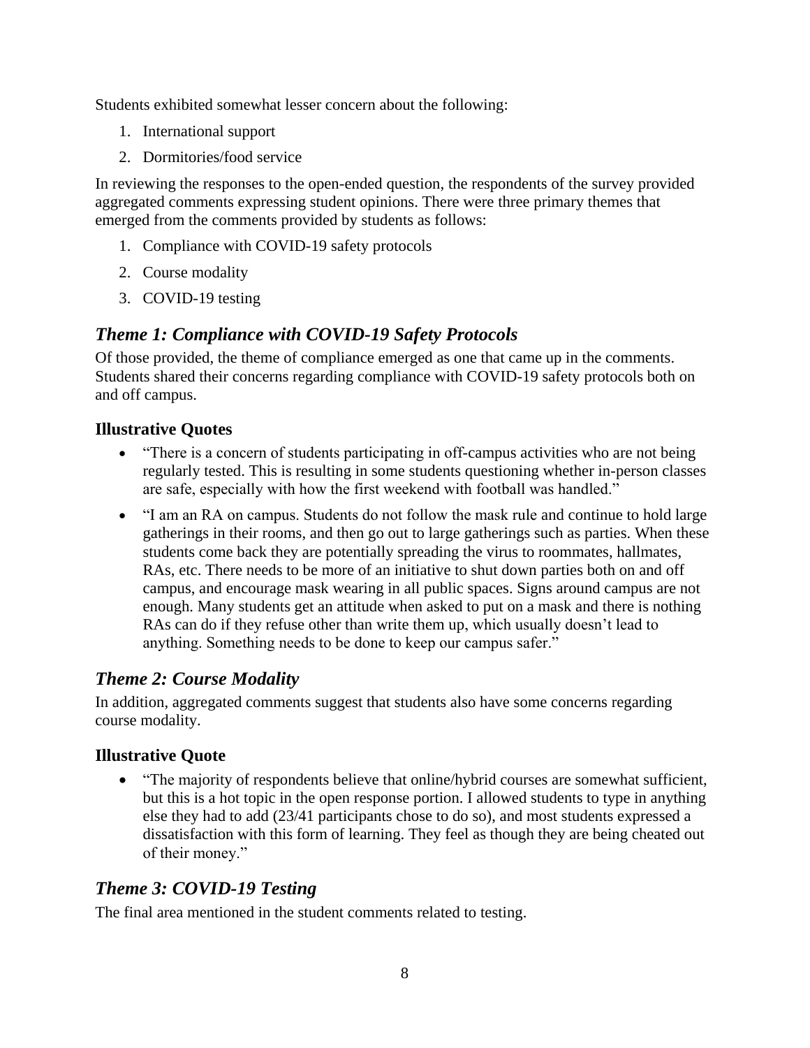Students exhibited somewhat lesser concern about the following:

1. International support
2. Dormitories/food service

In reviewing the responses to the open-ended question, the respondents of the survey provided aggregated comments expressing student opinions. There were three primary themes that emerged from the comments provided by students as follows:

1. Compliance with COVID-19 safety protocols
2. Course modality
3. COVID-19 testing

## *Theme 1: Compliance with COVID-19 Safety Protocols*

Of those provided, the theme of compliance emerged as one that came up in the comments. Students shared their concerns regarding compliance with COVID-19 safety protocols both on and off campus.

### Illustrative Quotes

- "There is a concern of students participating in off-campus activities who are not being regularly tested. This is resulting in some students questioning whether in-person classes are safe, especially with how the first weekend with football was handled."
- "I am an RA on campus. Students do not follow the mask rule and continue to hold large gatherings in their rooms, and then go out to large gatherings such as parties. When these students come back they are potentially spreading the virus to roommates, hallmates, RAs, etc. There needs to be more of an initiative to shut down parties both on and off campus, and encourage mask wearing in all public spaces. Signs around campus are not enough. Many students get an attitude when asked to put on a mask and there is nothing RAs can do if they refuse other than write them up, which usually doesn't lead to anything. Something needs to be done to keep our campus safer."

## *Theme 2: Course Modality*

In addition, aggregated comments suggest that students also have some concerns regarding course modality.

### Illustrative Quote

- "The majority of respondents believe that online/hybrid courses are somewhat sufficient, but this is a hot topic in the open response portion. I allowed students to type in anything else they had to add (23/41 participants chose to do so), and most students expressed a dissatisfaction with this form of learning. They feel as though they are being cheated out of their money."

## *Theme 3: COVID-19 Testing*

The final area mentioned in the student comments related to testing.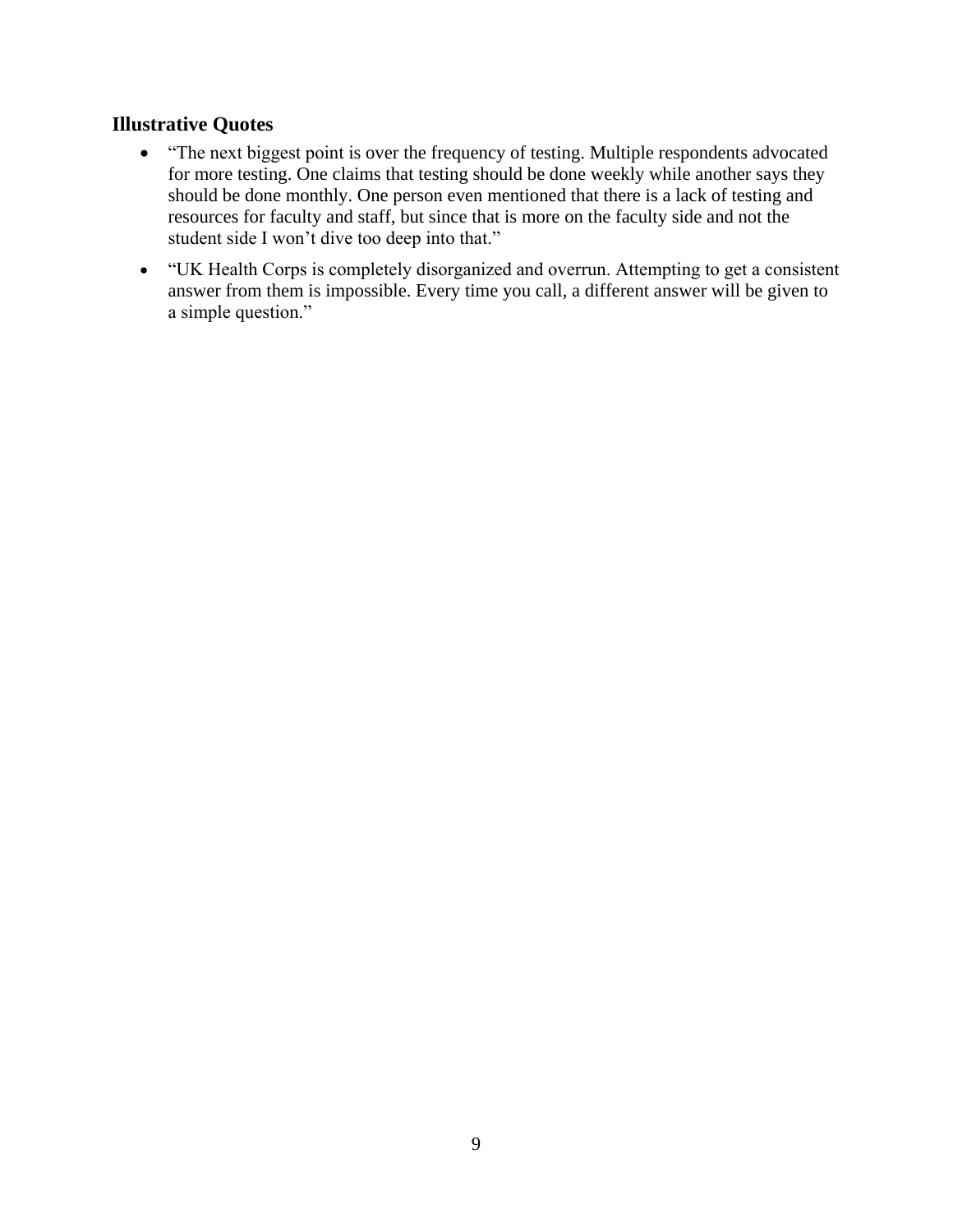### Illustrative Quotes

- "The next biggest point is over the frequency of testing. Multiple respondents advocated for more testing. One claims that testing should be done weekly while another says they should be done monthly. One person even mentioned that there is a lack of testing and resources for faculty and staff, but since that is more on the faculty side and not the student side I won't dive too deep into that."
- "UK Health Corps is completely disorganized and overrun. Attempting to get a consistent answer from them is impossible. Every time you call, a different answer will be given to a simple question."